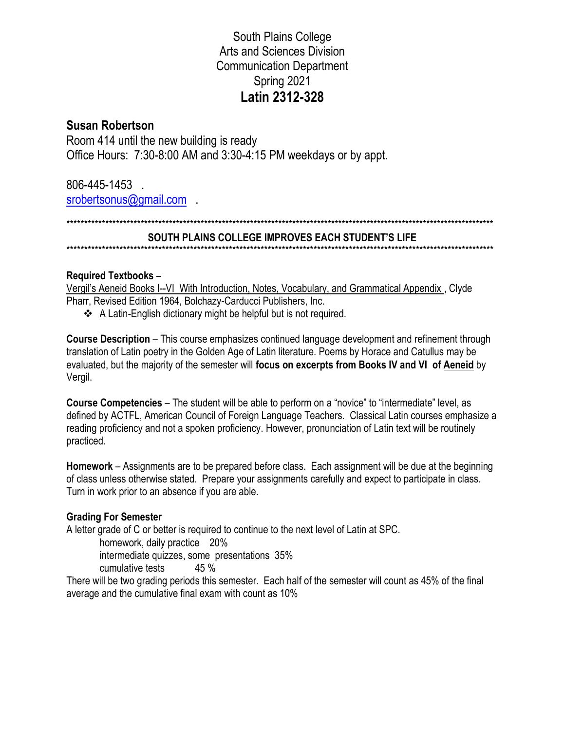# South Plains College
## Arts and Sciences Division
## Communication Department
## Spring 2021
# Latin 2312-328

## Susan Robertson

Room 414 until the new building is ready
Office Hours: 7:30-8:00 AM and 3:30-4:15 PM weekdays or by appt.

806-445-1453 .
srobertsonus@gmail.com .

******************************************************************************************************************************

**SOUTH PLAINS COLLEGE IMPROVES EACH STUDENT'S LIFE**

******************************************************************************************************************************

**Required Textbooks** –
Vergil's Aeneid Books I--VI With Introduction, Notes, Vocabulary, and Grammatical Appendix , Clyde Pharr, Revised Edition 1964, Bolchazy-Carducci Publishers, Inc.

- A Latin-English dictionary might be helpful but is not required.

**Course Description** – This course emphasizes continued language development and refinement through translation of Latin poetry in the Golden Age of Latin literature. Poems by Horace and Catullus may be evaluated, but the majority of the semester will **focus on excerpts from Books IV and VI of Aeneid** by Vergil.

**Course Competencies** – The student will be able to perform on a "novice" to "intermediate" level, as defined by ACTFL, American Council of Foreign Language Teachers. Classical Latin courses emphasize a reading proficiency and not a spoken proficiency. However, pronunciation of Latin text will be routinely practiced.

**Homework** – Assignments are to be prepared before class. Each assignment will be due at the beginning of class unless otherwise stated. Prepare your assignments carefully and expect to participate in class. Turn in work prior to an absence if you are able.

**Grading For Semester**

A letter grade of C or better is required to continue to the next level of Latin at SPC.

homework, daily practice 20%
intermediate quizzes, some presentations 35%
cumulative tests 45 %

There will be two grading periods this semester. Each half of the semester will count as 45% of the final average and the cumulative final exam with count as 10%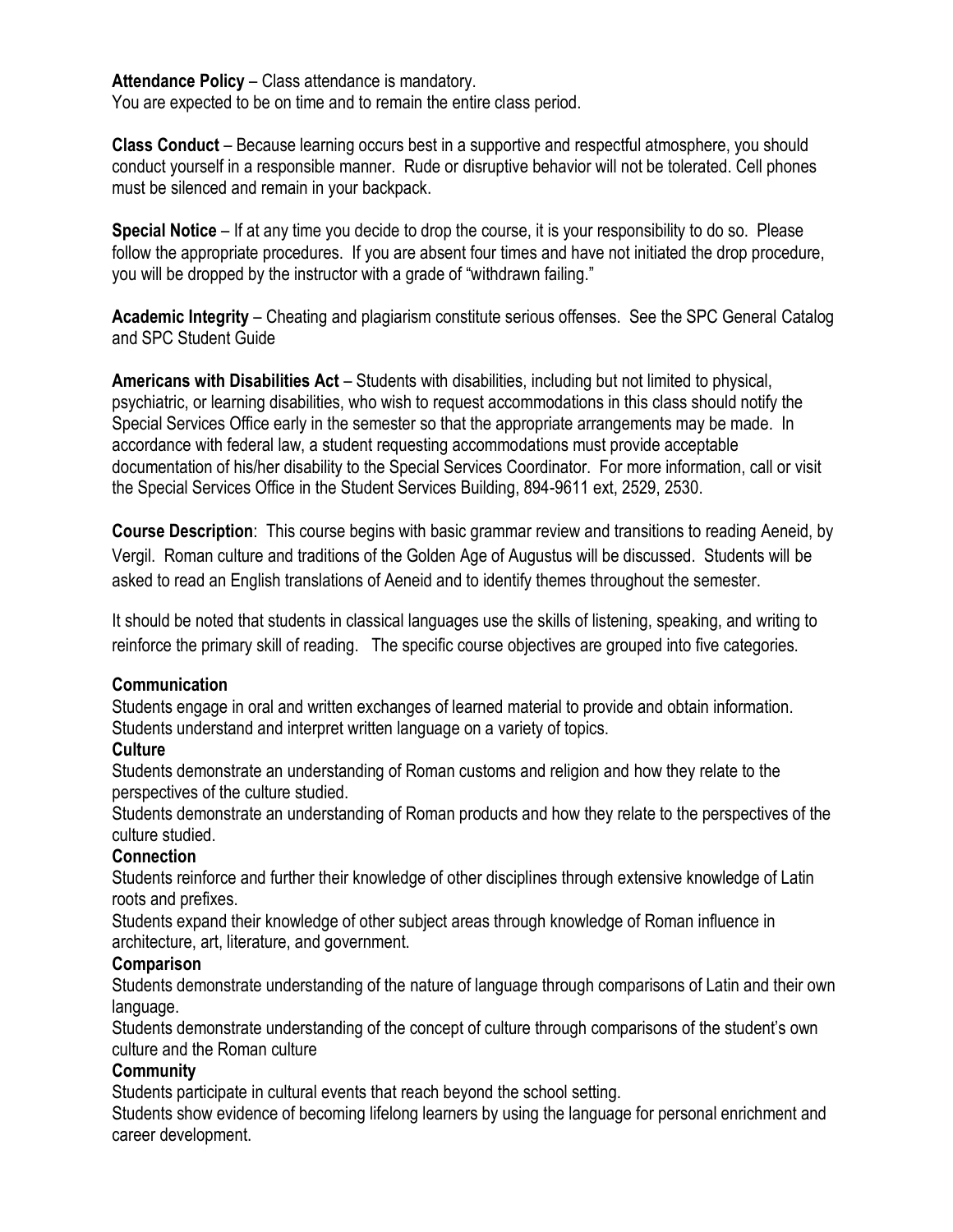**Attendance Policy** – Class attendance is mandatory.
You are expected to be on time and to remain the entire class period.

**Class Conduct** – Because learning occurs best in a supportive and respectful atmosphere, you should conduct yourself in a responsible manner. Rude or disruptive behavior will not be tolerated. Cell phones must be silenced and remain in your backpack.

**Special Notice** – If at any time you decide to drop the course, it is your responsibility to do so. Please follow the appropriate procedures. If you are absent four times and have not initiated the drop procedure, you will be dropped by the instructor with a grade of "withdrawn failing."

**Academic Integrity** – Cheating and plagiarism constitute serious offenses. See the SPC General Catalog and SPC Student Guide

**Americans with Disabilities Act** – Students with disabilities, including but not limited to physical, psychiatric, or learning disabilities, who wish to request accommodations in this class should notify the Special Services Office early in the semester so that the appropriate arrangements may be made. In accordance with federal law, a student requesting accommodations must provide acceptable documentation of his/her disability to the Special Services Coordinator. For more information, call or visit the Special Services Office in the Student Services Building, 894-9611 ext, 2529, 2530.

**Course Description**: This course begins with basic grammar review and transitions to reading Aeneid, by Vergil. Roman culture and traditions of the Golden Age of Augustus will be discussed. Students will be asked to read an English translations of Aeneid and to identify themes throughout the semester.

It should be noted that students in classical languages use the skills of listening, speaking, and writing to reinforce the primary skill of reading. The specific course objectives are grouped into five categories.

**Communication**

Students engage in oral and written exchanges of learned material to provide and obtain information.
Students understand and interpret written language on a variety of topics.

**Culture**

Students demonstrate an understanding of Roman customs and religion and how they relate to the perspectives of the culture studied.
Students demonstrate an understanding of Roman products and how they relate to the perspectives of the culture studied.

**Connection**

Students reinforce and further their knowledge of other disciplines through extensive knowledge of Latin roots and prefixes.
Students expand their knowledge of other subject areas through knowledge of Roman influence in architecture, art, literature, and government.

**Comparison**

Students demonstrate understanding of the nature of language through comparisons of Latin and their own language.
Students demonstrate understanding of the concept of culture through comparisons of the student's own culture and the Roman culture

**Community**

Students participate in cultural events that reach beyond the school setting.
Students show evidence of becoming lifelong learners by using the language for personal enrichment and career development.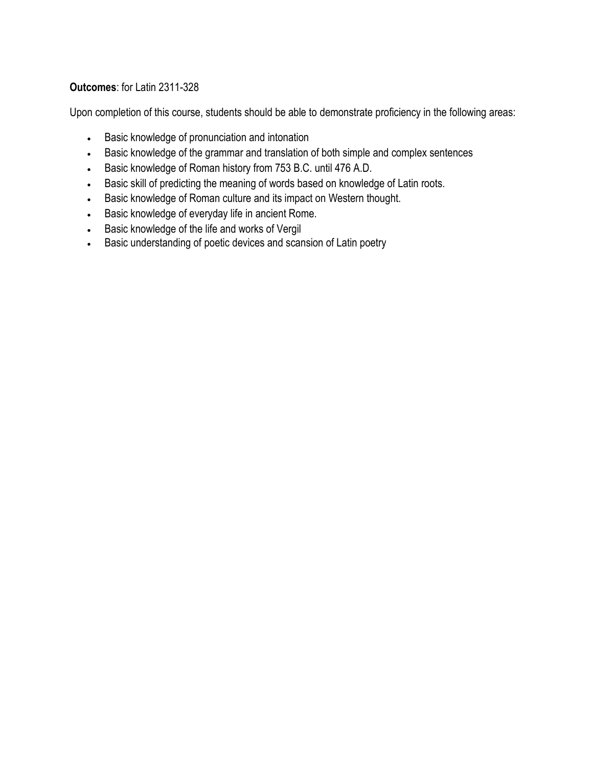**Outcomes**: for Latin 2311-328

Upon completion of this course, students should be able to demonstrate proficiency in the following areas:

- Basic knowledge of pronunciation and intonation
- Basic knowledge of the grammar and translation of both simple and complex sentences
- Basic knowledge of Roman history from 753 B.C. until 476 A.D.
- Basic skill of predicting the meaning of words based on knowledge of Latin roots.
- Basic knowledge of Roman culture and its impact on Western thought.
- Basic knowledge of everyday life in ancient Rome.
- Basic knowledge of the life and works of Vergil
- Basic understanding of poetic devices and scansion of Latin poetry